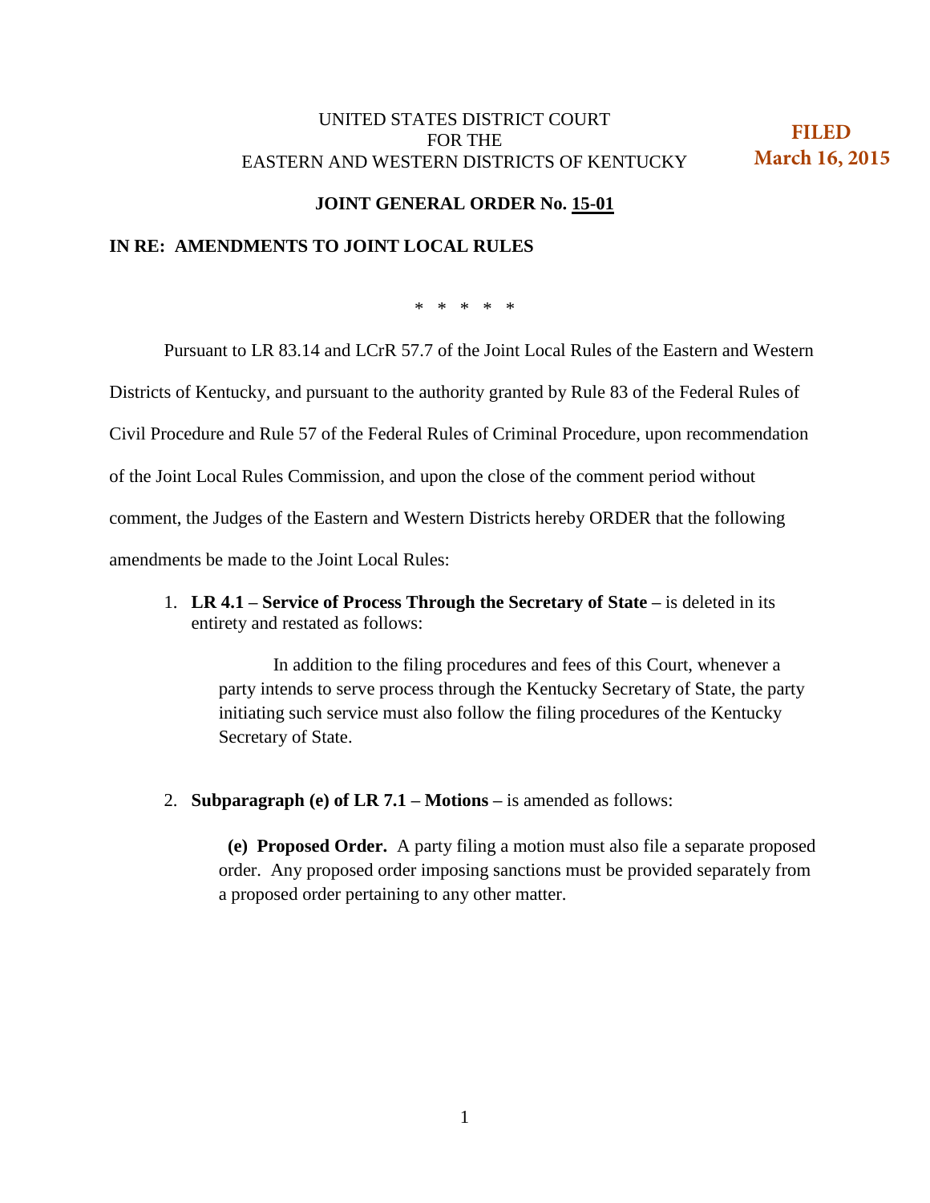UNITED STATES DISTRICT COURT
FOR THE
EASTERN AND WESTERN DISTRICTS OF KENTUCKY

**FILED**
**March 16, 2015**

**JOINT GENERAL ORDER No. 15-01**

**IN RE: AMENDMENTS TO JOINT LOCAL RULES**

\* \* \* \* \*

Pursuant to LR 83.14 and LCrR 57.7 of the Joint Local Rules of the Eastern and Western Districts of Kentucky, and pursuant to the authority granted by Rule 83 of the Federal Rules of Civil Procedure and Rule 57 of the Federal Rules of Criminal Procedure, upon recommendation of the Joint Local Rules Commission, and upon the close of the comment period without comment, the Judges of the Eastern and Western Districts hereby ORDER that the following amendments be made to the Joint Local Rules:

1. **LR 4.1 – Service of Process Through the Secretary of State –** is deleted in its entirety and restated as follows:

    In addition to the filing procedures and fees of this Court, whenever a party intends to serve process through the Kentucky Secretary of State, the party initiating such service must also follow the filing procedures of the Kentucky Secretary of State.

2. **Subparagraph (e) of LR 7.1 – Motions –** is amended as follows:

    **(e) Proposed Order.** A party filing a motion must also file a separate proposed order. Any proposed order imposing sanctions must be provided separately from a proposed order pertaining to any other matter.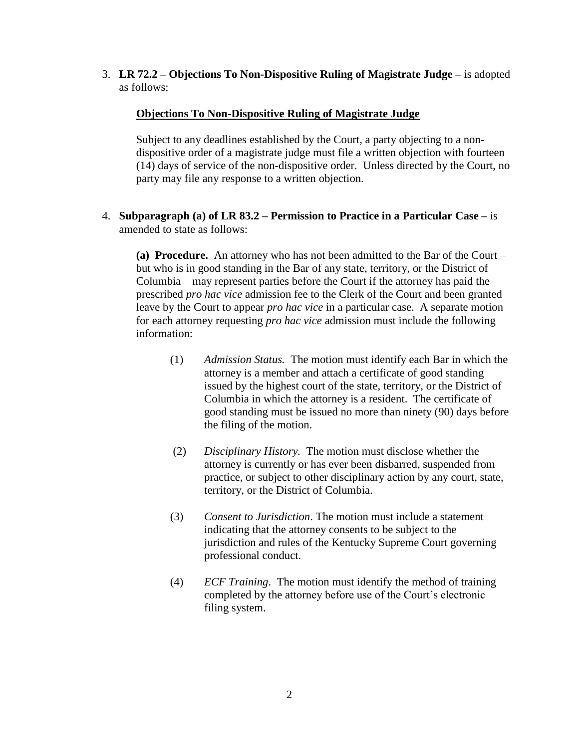3. **LR 72.2 – Objections To Non-Dispositive Ruling of Magistrate Judge –** is adopted as follows:

   **Objections To Non-Dispositive Ruling of Magistrate Judge**

   Subject to any deadlines established by the Court, a party objecting to a non-dispositive order of a magistrate judge must file a written objection with fourteen (14) days of service of the non-dispositive order. Unless directed by the Court, no party may file any response to a written objection.

4. **Subparagraph (a) of LR 83.2 – Permission to Practice in a Particular Case –** is amended to state as follows:

   **(a) Procedure.** An attorney who has not been admitted to the Bar of the Court – but who is in good standing in the Bar of any state, territory, or the District of Columbia – may represent parties before the Court if the attorney has paid the prescribed *pro hac vice* admission fee to the Clerk of the Court and been granted leave by the Court to appear *pro hac vice* in a particular case. A separate motion for each attorney requesting *pro hac vice* admission must include the following information:

   (1) *Admission Status.* The motion must identify each Bar in which the attorney is a member and attach a certificate of good standing issued by the highest court of the state, territory, or the District of Columbia in which the attorney is a resident. The certificate of good standing must be issued no more than ninety (90) days before the filing of the motion.

   (2) *Disciplinary History.* The motion must disclose whether the attorney is currently or has ever been disbarred, suspended from practice, or subject to other disciplinary action by any court, state, territory, or the District of Columbia.

   (3) *Consent to Jurisdiction*. The motion must include a statement indicating that the attorney consents to be subject to the jurisdiction and rules of the Kentucky Supreme Court governing professional conduct.

   (4) *ECF Training*. The motion must identify the method of training completed by the attorney before use of the Court's electronic filing system.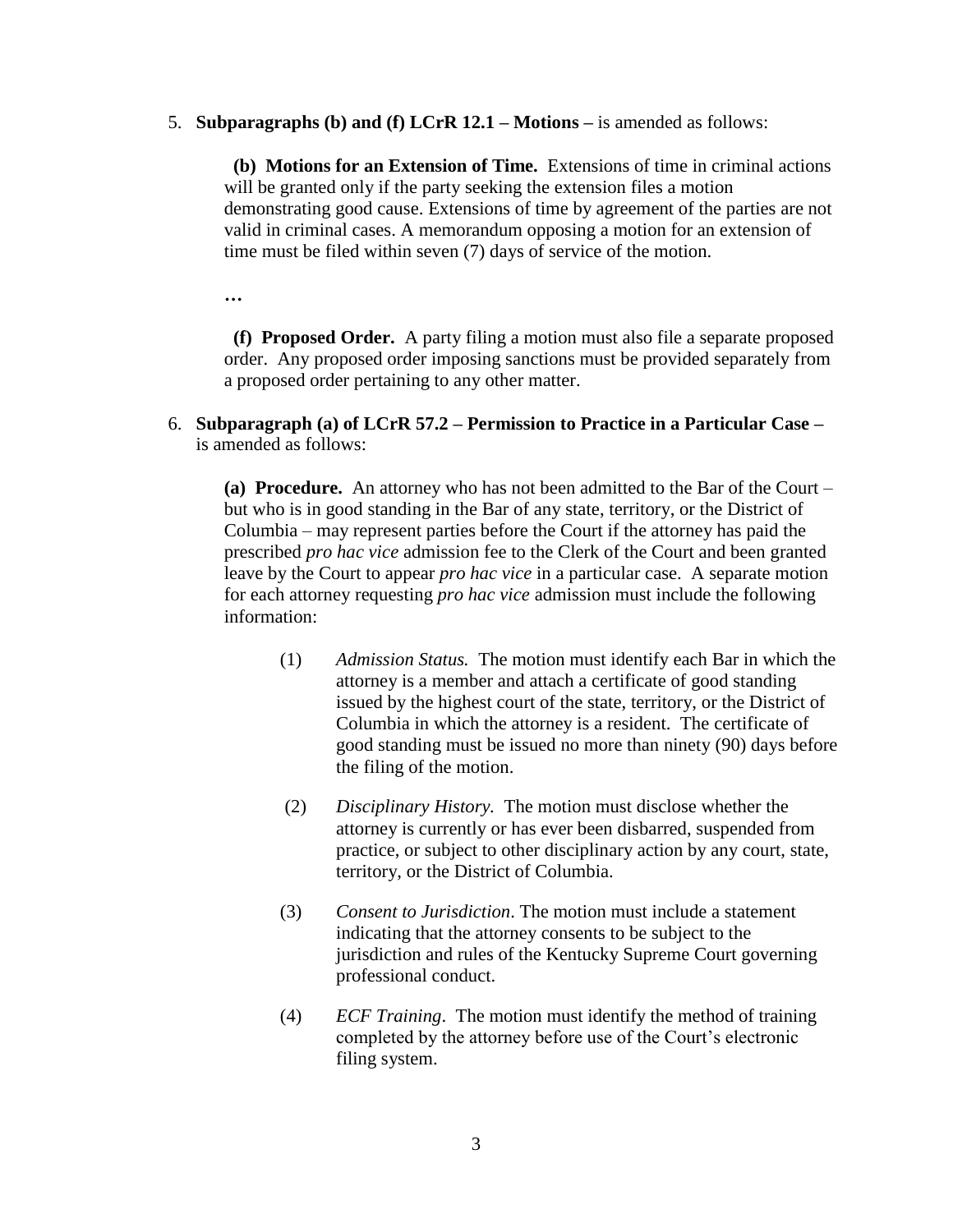5. **Subparagraphs (b) and (f) LCrR 12.1 – Motions –** is amended as follows:

   **(b) Motions for an Extension of Time.** Extensions of time in criminal actions will be granted only if the party seeking the extension files a motion demonstrating good cause. Extensions of time by agreement of the parties are not valid in criminal cases. A memorandum opposing a motion for an extension of time must be filed within seven (7) days of service of the motion.

   **…**

   **(f) Proposed Order.** A party filing a motion must also file a separate proposed order. Any proposed order imposing sanctions must be provided separately from a proposed order pertaining to any other matter.

6. **Subparagraph (a) of LCrR 57.2 – Permission to Practice in a Particular Case –** is amended as follows:

   **(a) Procedure.** An attorney who has not been admitted to the Bar of the Court – but who is in good standing in the Bar of any state, territory, or the District of Columbia – may represent parties before the Court if the attorney has paid the prescribed *pro hac vice* admission fee to the Clerk of the Court and been granted leave by the Court to appear *pro hac vice* in a particular case. A separate motion for each attorney requesting *pro hac vice* admission must include the following information:

   (1) *Admission Status.* The motion must identify each Bar in which the attorney is a member and attach a certificate of good standing issued by the highest court of the state, territory, or the District of Columbia in which the attorney is a resident. The certificate of good standing must be issued no more than ninety (90) days before the filing of the motion.

   (2) *Disciplinary History.* The motion must disclose whether the attorney is currently or has ever been disbarred, suspended from practice, or subject to other disciplinary action by any court, state, territory, or the District of Columbia.

   (3) *Consent to Jurisdiction*. The motion must include a statement indicating that the attorney consents to be subject to the jurisdiction and rules of the Kentucky Supreme Court governing professional conduct.

   (4) *ECF Training*. The motion must identify the method of training completed by the attorney before use of the Court's electronic filing system.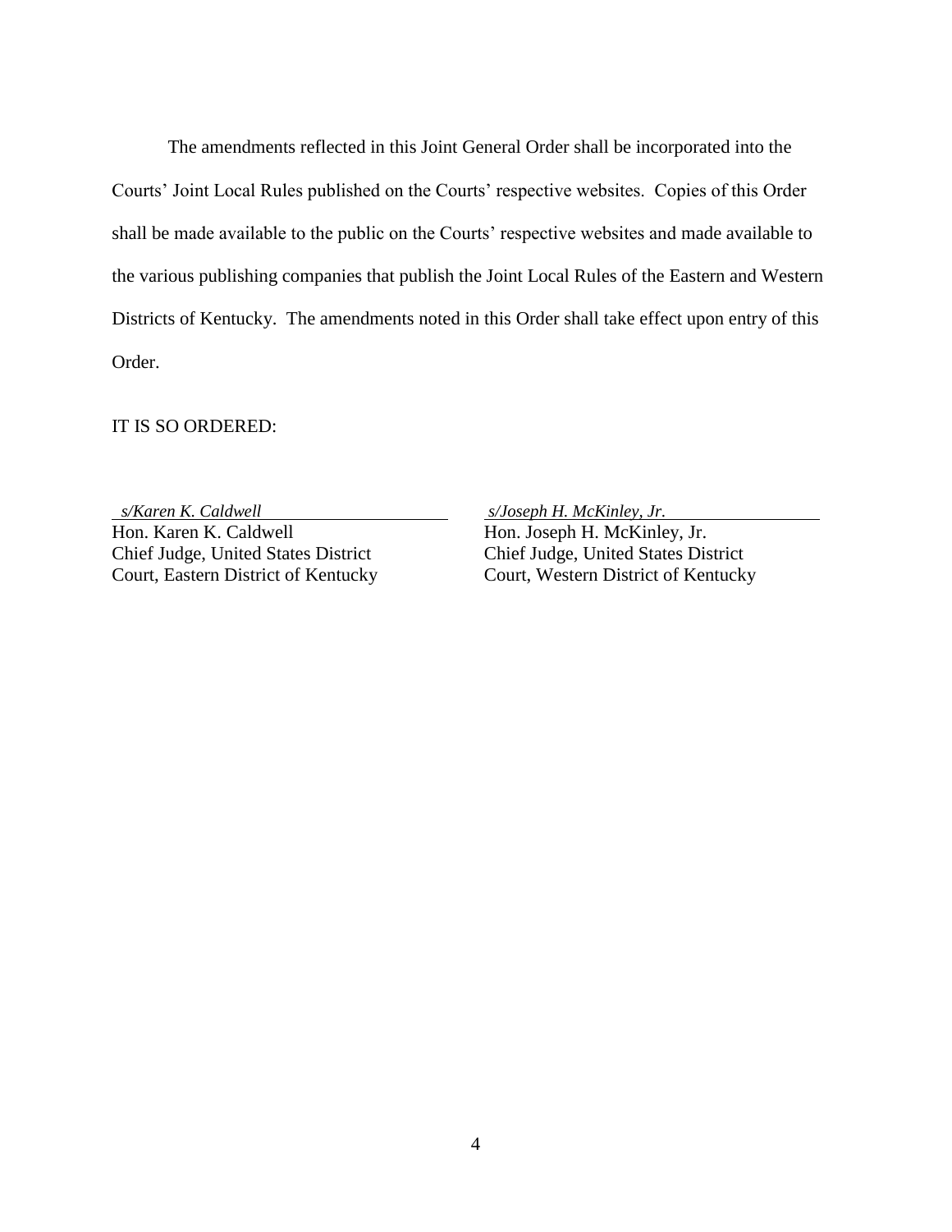The amendments reflected in this Joint General Order shall be incorporated into the Courts' Joint Local Rules published on the Courts' respective websites. Copies of this Order shall be made available to the public on the Courts' respective websites and made available to the various publishing companies that publish the Joint Local Rules of the Eastern and Western Districts of Kentucky. The amendments noted in this Order shall take effect upon entry of this Order.

IT IS SO ORDERED:

*s/Karen K. Caldwell*
Hon. Karen K. Caldwell
Chief Judge, United States District Court, Eastern District of Kentucky

*s/Joseph H. McKinley, Jr.*
Hon. Joseph H. McKinley, Jr.
Chief Judge, United States District Court, Western District of Kentucky